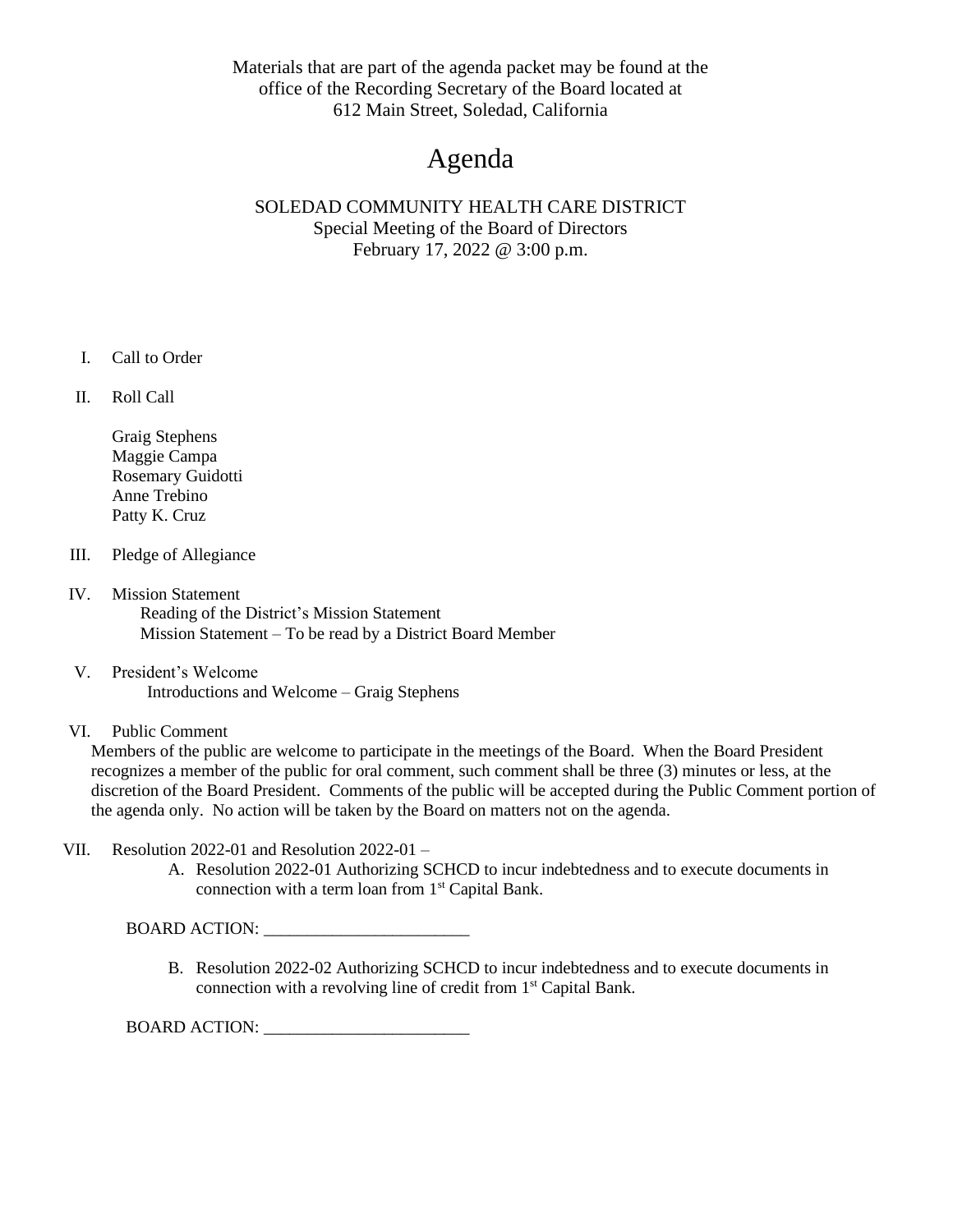Materials that are part of the agenda packet may be found at the office of the Recording Secretary of the Board located at 612 Main Street, Soledad, California

# Agenda

SOLEDAD COMMUNITY HEALTH CARE DISTRICT
Special Meeting of the Board of Directors
February 17, 2022 @ 3:00 p.m.

I. Call to Order

II. Roll Call

Graig Stephens
Maggie Campa
Rosemary Guidotti
Anne Trebino
Patty K. Cruz

III. Pledge of Allegiance

IV. Mission Statement
Reading of the District's Mission Statement
Mission Statement – To be read by a District Board Member

V. President's Welcome
Introductions and Welcome – Graig Stephens

VI. Public Comment
Members of the public are welcome to participate in the meetings of the Board. When the Board President recognizes a member of the public for oral comment, such comment shall be three (3) minutes or less, at the discretion of the Board President. Comments of the public will be accepted during the Public Comment portion of the agenda only. No action will be taken by the Board on matters not on the agenda.

VII. Resolution 2022-01 and Resolution 2022-01 –

A. Resolution 2022-01 Authorizing SCHCD to incur indebtedness and to execute documents in connection with a term loan from 1st Capital Bank.

BOARD ACTION: ________________________

B. Resolution 2022-02 Authorizing SCHCD to incur indebtedness and to execute documents in connection with a revolving line of credit from 1st Capital Bank.

BOARD ACTION: ________________________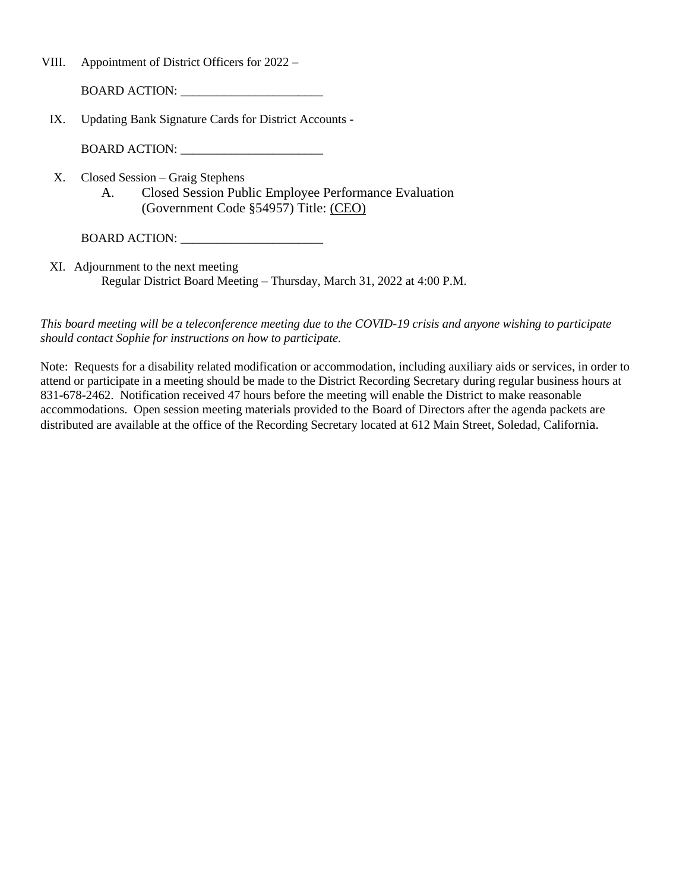VIII. Appointment of District Officers for 2022 –

BOARD ACTION: _______________________

IX. Updating Bank Signature Cards for District Accounts -

BOARD ACTION: _______________________

X. Closed Session – Graig Stephens

   A. Closed Session Public Employee Performance Evaluation (Government Code §54957) Title: (CEO)

BOARD ACTION: _______________________

XI. Adjournment to the next meeting

   Regular District Board Meeting – Thursday, March 31, 2022 at 4:00 P.M.

*This board meeting will be a teleconference meeting due to the COVID-19 crisis and anyone wishing to participate should contact Sophie for instructions on how to participate.*

Note: Requests for a disability related modification or accommodation, including auxiliary aids or services, in order to attend or participate in a meeting should be made to the District Recording Secretary during regular business hours at 831-678-2462. Notification received 47 hours before the meeting will enable the District to make reasonable accommodations. Open session meeting materials provided to the Board of Directors after the agenda packets are distributed are available at the office of the Recording Secretary located at 612 Main Street, Soledad, California.